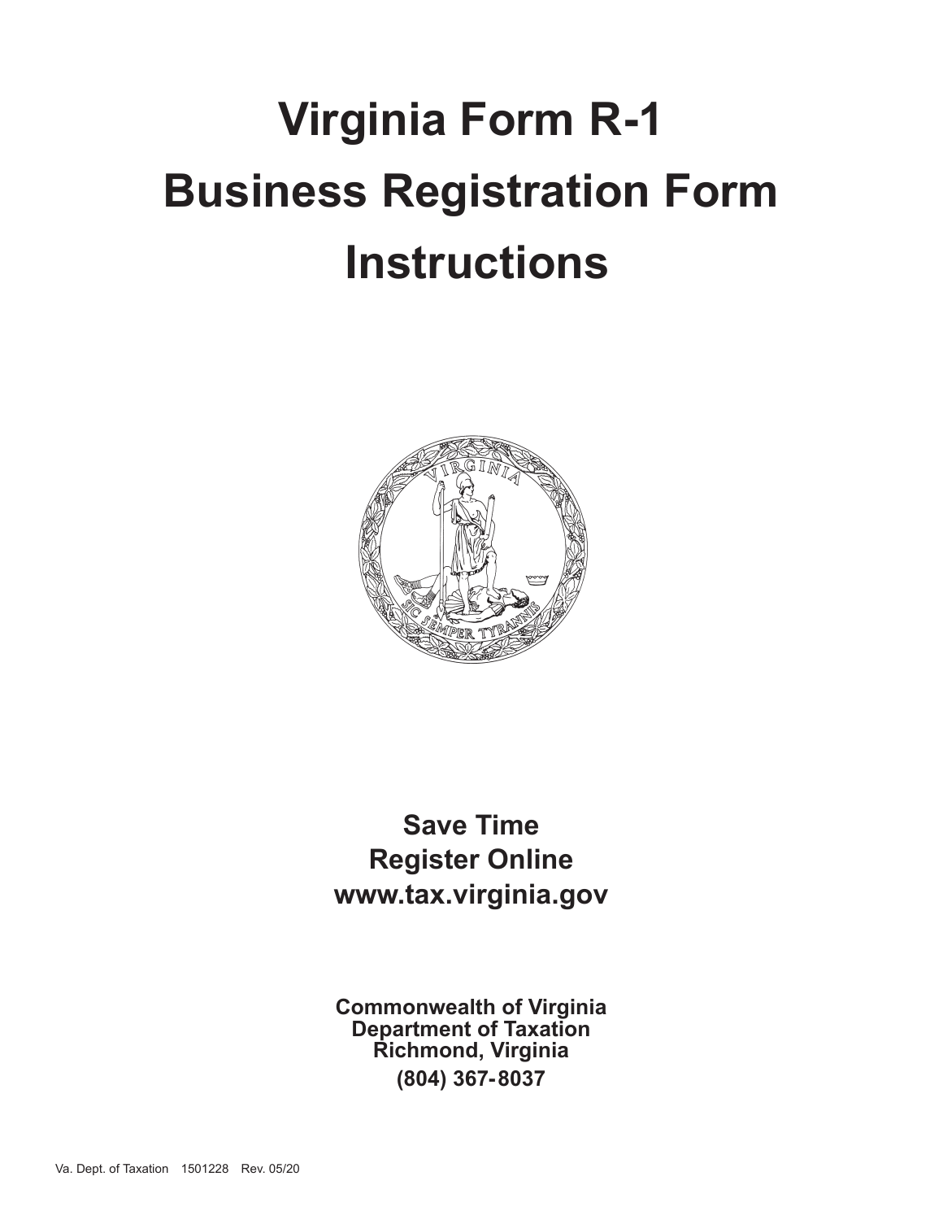# Virginia Form R-1
# Business Registration Form
# Instructions

**Save Time**
**Register Online**
**www.tax.virginia.gov**

**Commonwealth of Virginia**
**Department of Taxation**
**Richmond, Virginia**
**(804) 367-8037**

Va. Dept. of Taxation 1501228 Rev. 05/20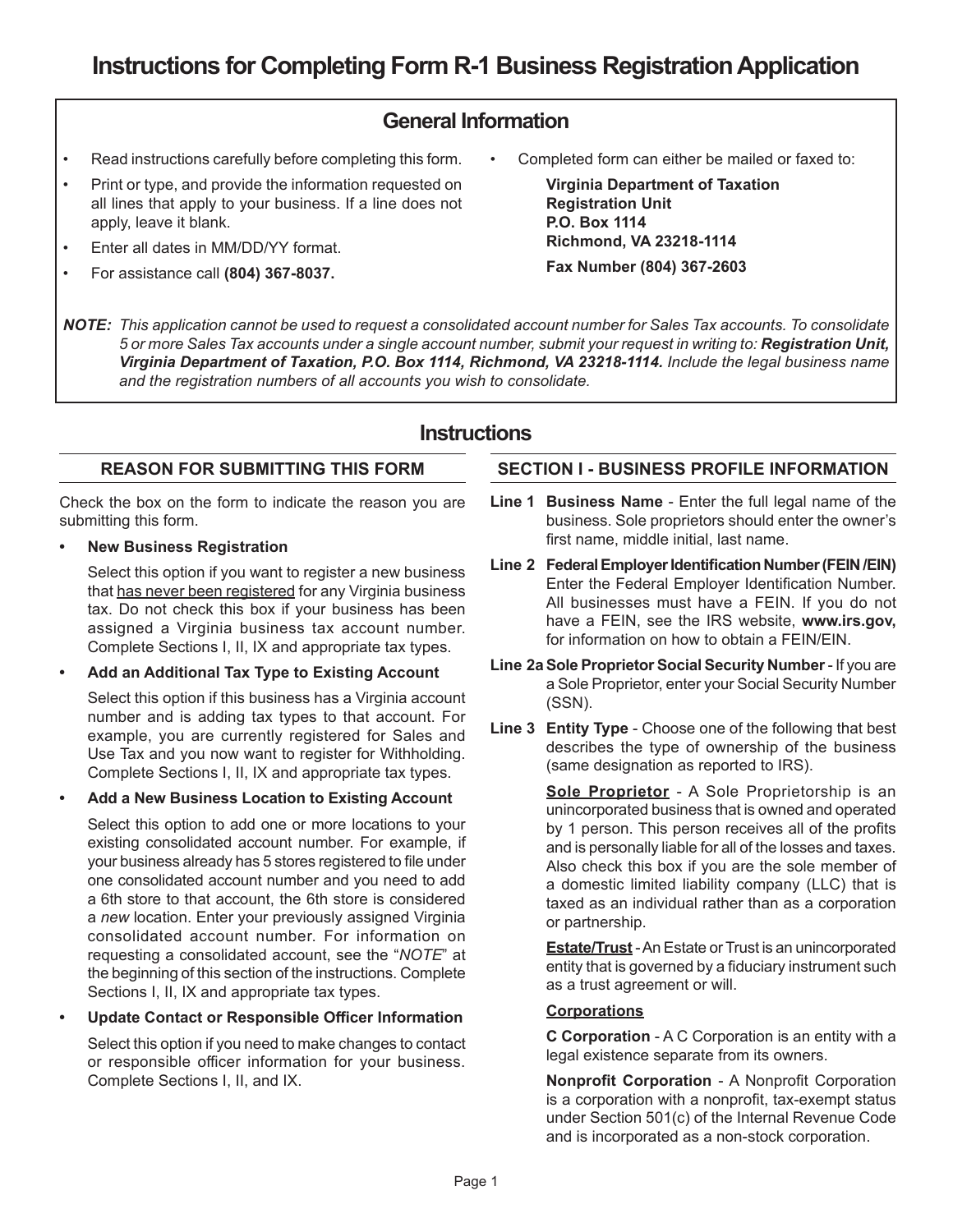# Instructions for Completing Form R-1 Business Registration Application

## General Information

- Read instructions carefully before completing this form.
- Print or type, and provide the information requested on all lines that apply to your business. If a line does not apply, leave it blank.
- Enter all dates in MM/DD/YY format.
- For assistance call **(804) 367-8037.**
- Completed form can either be mailed or faxed to:

  **Virginia Department of Taxation**
  **Registration Unit**
  **P.O. Box 1114**
  **Richmond, VA 23218-1114**

  **Fax Number (804) 367-2603**

***NOTE:*** *This application cannot be used to request a consolidated account number for Sales Tax accounts. To consolidate 5 or more Sales Tax accounts under a single account number, submit your request in writing to:* ***Registration Unit, Virginia Department of Taxation, P.O. Box 1114, Richmond, VA 23218-1114.*** *Include the legal business name and the registration numbers of all accounts you wish to consolidate.*

## Instructions

### REASON FOR SUBMITTING THIS FORM

Check the box on the form to indicate the reason you are submitting this form.

- **New Business Registration**

  Select this option if you want to register a new business that has never been registered for any Virginia business tax. Do not check this box if your business has been assigned a Virginia business tax account number. Complete Sections I, II, IX and appropriate tax types.

- **Add an Additional Tax Type to Existing Account**

  Select this option if this business has a Virginia account number and is adding tax types to that account. For example, you are currently registered for Sales and Use Tax and you now want to register for Withholding. Complete Sections I, II, IX and appropriate tax types.

- **Add a New Business Location to Existing Account**

  Select this option to add one or more locations to your existing consolidated account number. For example, if your business already has 5 stores registered to file under one consolidated account number and you need to add a 6th store to that account, the 6th store is considered a *new* location. Enter your previously assigned Virginia consolidated account number. For information on requesting a consolidated account, see the "*NOTE*" at the beginning of this section of the instructions. Complete Sections I, II, IX and appropriate tax types.

- **Update Contact or Responsible Officer Information**

  Select this option if you need to make changes to contact or responsible officer information for your business. Complete Sections I, II, and IX.

### SECTION I - BUSINESS PROFILE INFORMATION

**Line 1 Business Name** - Enter the full legal name of the business. Sole proprietors should enter the owner's first name, middle initial, last name.

**Line 2 Federal Employer Identification Number (FEIN /EIN)** Enter the Federal Employer Identification Number. All businesses must have a FEIN. If you do not have a FEIN, see the IRS website, **www.irs.gov,** for information on how to obtain a FEIN/EIN.

**Line 2a Sole Proprietor Social Security Number** - If you are a Sole Proprietor, enter your Social Security Number (SSN).

**Line 3 Entity Type** - Choose one of the following that best describes the type of ownership of the business (same designation as reported to IRS).

**Sole Proprietor** - A Sole Proprietorship is an unincorporated business that is owned and operated by 1 person. This person receives all of the profits and is personally liable for all of the losses and taxes. Also check this box if you are the sole member of a domestic limited liability company (LLC) that is taxed as an individual rather than as a corporation or partnership.

**Estate/Trust** - An Estate or Trust is an unincorporated entity that is governed by a fiduciary instrument such as a trust agreement or will.

**Corporations**

**C Corporation** - A C Corporation is an entity with a legal existence separate from its owners.

**Nonprofit Corporation** - A Nonprofit Corporation is a corporation with a nonprofit, tax-exempt status under Section 501(c) of the Internal Revenue Code and is incorporated as a non-stock corporation.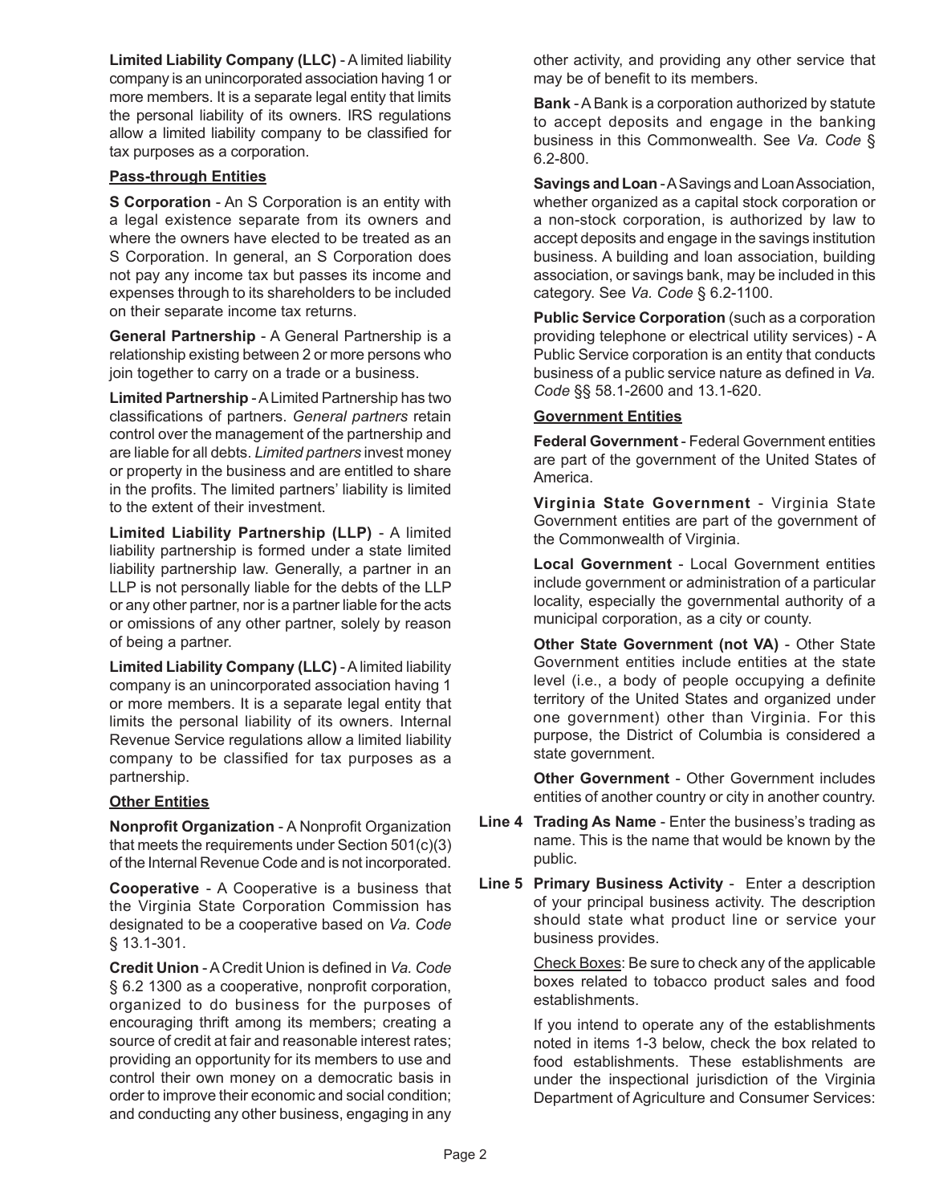**Limited Liability Company (LLC)** - A limited liability company is an unincorporated association having 1 or more members. It is a separate legal entity that limits the personal liability of its owners. IRS regulations allow a limited liability company to be classified for tax purposes as a corporation.

**Pass-through Entities**

**S Corporation** - An S Corporation is an entity with a legal existence separate from its owners and where the owners have elected to be treated as an S Corporation. In general, an S Corporation does not pay any income tax but passes its income and expenses through to its shareholders to be included on their separate income tax returns.

**General Partnership** - A General Partnership is a relationship existing between 2 or more persons who join together to carry on a trade or a business.

**Limited Partnership** - A Limited Partnership has two classifications of partners. *General partners* retain control over the management of the partnership and are liable for all debts. *Limited partners* invest money or property in the business and are entitled to share in the profits. The limited partners' liability is limited to the extent of their investment.

**Limited Liability Partnership (LLP)** - A limited liability partnership is formed under a state limited liability partnership law. Generally, a partner in an LLP is not personally liable for the debts of the LLP or any other partner, nor is a partner liable for the acts or omissions of any other partner, solely by reason of being a partner.

**Limited Liability Company (LLC)** - A limited liability company is an unincorporated association having 1 or more members. It is a separate legal entity that limits the personal liability of its owners. Internal Revenue Service regulations allow a limited liability company to be classified for tax purposes as a partnership.

**Other Entities**

**Nonprofit Organization** - A Nonprofit Organization that meets the requirements under Section 501(c)(3) of the Internal Revenue Code and is not incorporated.

**Cooperative** - A Cooperative is a business that the Virginia State Corporation Commission has designated to be a cooperative based on *Va. Code* § 13.1-301.

**Credit Union** - A Credit Union is defined in *Va. Code* § 6.2 1300 as a cooperative, nonprofit corporation, organized to do business for the purposes of encouraging thrift among its members; creating a source of credit at fair and reasonable interest rates; providing an opportunity for its members to use and control their own money on a democratic basis in order to improve their economic and social condition; and conducting any other business, engaging in any other activity, and providing any other service that may be of benefit to its members.

**Bank** - A Bank is a corporation authorized by statute to accept deposits and engage in the banking business in this Commonwealth. See *Va. Code* § 6.2-800.

**Savings and Loan** - A Savings and Loan Association, whether organized as a capital stock corporation or a non-stock corporation, is authorized by law to accept deposits and engage in the savings institution business. A building and loan association, building association, or savings bank, may be included in this category. See *Va. Code* § 6.2-1100.

**Public Service Corporation** (such as a corporation providing telephone or electrical utility services) - A Public Service corporation is an entity that conducts business of a public service nature as defined in *Va. Code* §§ 58.1-2600 and 13.1-620.

**Government Entities**

**Federal Government** - Federal Government entities are part of the government of the United States of America.

**Virginia State Government** - Virginia State Government entities are part of the government of the Commonwealth of Virginia.

**Local Government** - Local Government entities include government or administration of a particular locality, especially the governmental authority of a municipal corporation, as a city or county.

**Other State Government (not VA)** - Other State Government entities include entities at the state level (i.e., a body of people occupying a definite territory of the United States and organized under one government) other than Virginia. For this purpose, the District of Columbia is considered a state government.

**Other Government** - Other Government includes entities of another country or city in another country.

**Line 4 Trading As Name** - Enter the business's trading as name. This is the name that would be known by the public.

**Line 5 Primary Business Activity** - Enter a description of your principal business activity. The description should state what product line or service your business provides.

Check Boxes: Be sure to check any of the applicable boxes related to tobacco product sales and food establishments.

If you intend to operate any of the establishments noted in items 1-3 below, check the box related to food establishments. These establishments are under the inspectional jurisdiction of the Virginia Department of Agriculture and Consumer Services: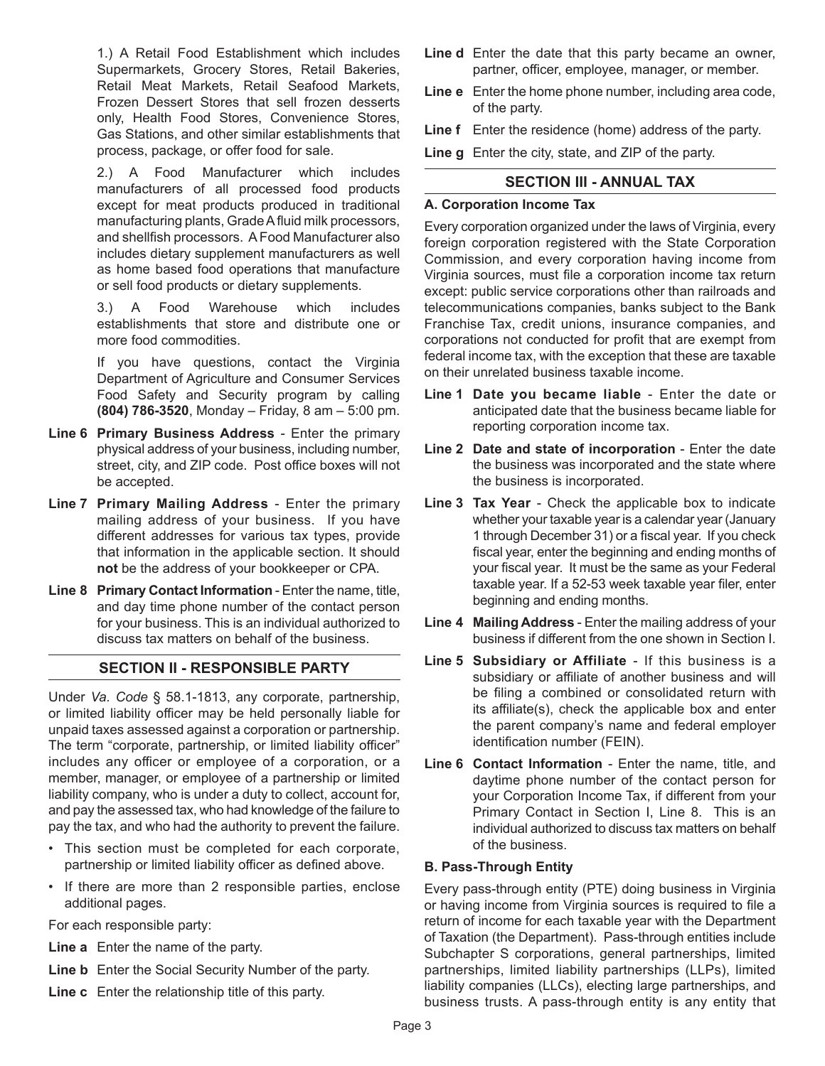1.) A Retail Food Establishment which includes Supermarkets, Grocery Stores, Retail Bakeries, Retail Meat Markets, Retail Seafood Markets, Frozen Dessert Stores that sell frozen desserts only, Health Food Stores, Convenience Stores, Gas Stations, and other similar establishments that process, package, or offer food for sale.

2.) A Food Manufacturer which includes manufacturers of all processed food products except for meat products produced in traditional manufacturing plants, Grade A fluid milk processors, and shellfish processors. A Food Manufacturer also includes dietary supplement manufacturers as well as home based food operations that manufacture or sell food products or dietary supplements.

3.) A Food Warehouse which includes establishments that store and distribute one or more food commodities.

If you have questions, contact the Virginia Department of Agriculture and Consumer Services Food Safety and Security program by calling **(804) 786-3520**, Monday – Friday, 8 am – 5:00 pm.

**Line 6 Primary Business Address** - Enter the primary physical address of your business, including number, street, city, and ZIP code. Post office boxes will not be accepted.

**Line 7 Primary Mailing Address** - Enter the primary mailing address of your business. If you have different addresses for various tax types, provide that information in the applicable section. It should **not** be the address of your bookkeeper or CPA.

**Line 8 Primary Contact Information** - Enter the name, title, and day time phone number of the contact person for your business. This is an individual authorized to discuss tax matters on behalf of the business.

## SECTION II - RESPONSIBLE PARTY

Under *Va. Code* § 58.1-1813, any corporate, partnership, or limited liability officer may be held personally liable for unpaid taxes assessed against a corporation or partnership. The term "corporate, partnership, or limited liability officer" includes any officer or employee of a corporation, or a member, manager, or employee of a partnership or limited liability company, who is under a duty to collect, account for, and pay the assessed tax, who had knowledge of the failure to pay the tax, and who had the authority to prevent the failure.

- This section must be completed for each corporate, partnership or limited liability officer as defined above.
- If there are more than 2 responsible parties, enclose additional pages.

For each responsible party:

**Line a** Enter the name of the party.

**Line b** Enter the Social Security Number of the party.

**Line c** Enter the relationship title of this party.

**Line d** Enter the date that this party became an owner, partner, officer, employee, manager, or member.

**Line e** Enter the home phone number, including area code, of the party.

**Line f** Enter the residence (home) address of the party.

**Line g** Enter the city, state, and ZIP of the party.

## SECTION III - ANNUAL TAX

### A. Corporation Income Tax

Every corporation organized under the laws of Virginia, every foreign corporation registered with the State Corporation Commission, and every corporation having income from Virginia sources, must file a corporation income tax return except: public service corporations other than railroads and telecommunications companies, banks subject to the Bank Franchise Tax, credit unions, insurance companies, and corporations not conducted for profit that are exempt from federal income tax, with the exception that these are taxable on their unrelated business taxable income.

**Line 1 Date you became liable** - Enter the date or anticipated date that the business became liable for reporting corporation income tax.

**Line 2 Date and state of incorporation** - Enter the date the business was incorporated and the state where the business is incorporated.

**Line 3 Tax Year** - Check the applicable box to indicate whether your taxable year is a calendar year (January 1 through December 31) or a fiscal year. If you check fiscal year, enter the beginning and ending months of your fiscal year. It must be the same as your Federal taxable year. If a 52-53 week taxable year filer, enter beginning and ending months.

**Line 4 Mailing Address** - Enter the mailing address of your business if different from the one shown in Section I.

**Line 5 Subsidiary or Affiliate** - If this business is a subsidiary or affiliate of another business and will be filing a combined or consolidated return with its affiliate(s), check the applicable box and enter the parent company's name and federal employer identification number (FEIN).

**Line 6 Contact Information** - Enter the name, title, and daytime phone number of the contact person for your Corporation Income Tax, if different from your Primary Contact in Section I, Line 8. This is an individual authorized to discuss tax matters on behalf of the business.

### B. Pass-Through Entity

Every pass-through entity (PTE) doing business in Virginia or having income from Virginia sources is required to file a return of income for each taxable year with the Department of Taxation (the Department). Pass-through entities include Subchapter S corporations, general partnerships, limited partnerships, limited liability partnerships (LLPs), limited liability companies (LLCs), electing large partnerships, and business trusts. A pass-through entity is any entity that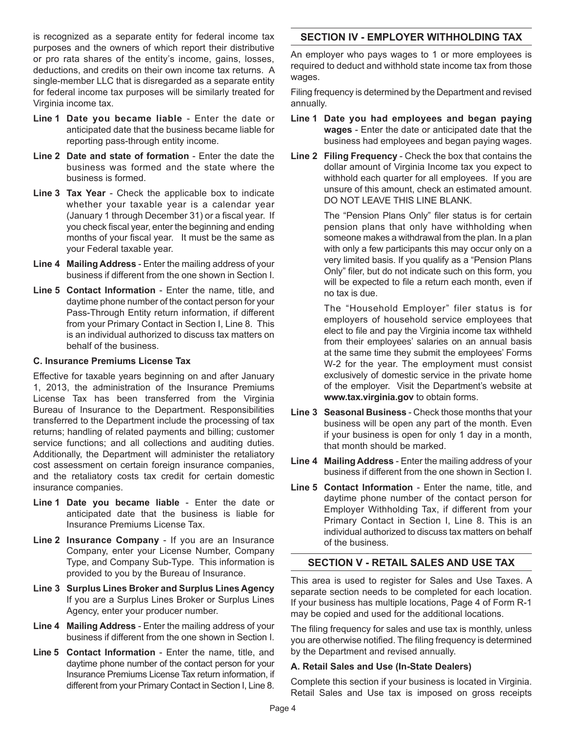is recognized as a separate entity for federal income tax purposes and the owners of which report their distributive or pro rata shares of the entity's income, gains, losses, deductions, and credits on their own income tax returns. A single-member LLC that is disregarded as a separate entity for federal income tax purposes will be similarly treated for Virginia income tax.

**Line 1 Date you became liable** - Enter the date or anticipated date that the business became liable for reporting pass-through entity income.

**Line 2 Date and state of formation** - Enter the date the business was formed and the state where the business is formed.

**Line 3 Tax Year** - Check the applicable box to indicate whether your taxable year is a calendar year (January 1 through December 31) or a fiscal year. If you check fiscal year, enter the beginning and ending months of your fiscal year. It must be the same as your Federal taxable year.

**Line 4 Mailing Address** - Enter the mailing address of your business if different from the one shown in Section I.

**Line 5 Contact Information** - Enter the name, title, and daytime phone number of the contact person for your Pass-Through Entity return information, if different from your Primary Contact in Section I, Line 8. This is an individual authorized to discuss tax matters on behalf of the business.

### C. Insurance Premiums License Tax

Effective for taxable years beginning on and after January 1, 2013, the administration of the Insurance Premiums License Tax has been transferred from the Virginia Bureau of Insurance to the Department. Responsibilities transferred to the Department include the processing of tax returns; handling of related payments and billing; customer service functions; and all collections and auditing duties. Additionally, the Department will administer the retaliatory cost assessment on certain foreign insurance companies, and the retaliatory costs tax credit for certain domestic insurance companies.

**Line 1 Date you became liable** - Enter the date or anticipated date that the business is liable for Insurance Premiums License Tax.

**Line 2 Insurance Company** - If you are an Insurance Company, enter your License Number, Company Type, and Company Sub-Type. This information is provided to you by the Bureau of Insurance.

**Line 3 Surplus Lines Broker and Surplus Lines Agency** If you are a Surplus Lines Broker or Surplus Lines Agency, enter your producer number.

**Line 4 Mailing Address** - Enter the mailing address of your business if different from the one shown in Section I.

**Line 5 Contact Information** - Enter the name, title, and daytime phone number of the contact person for your Insurance Premiums License Tax return information, if different from your Primary Contact in Section I, Line 8.

## SECTION IV - EMPLOYER WITHHOLDING TAX

An employer who pays wages to 1 or more employees is required to deduct and withhold state income tax from those wages.

Filing frequency is determined by the Department and revised annually.

**Line 1 Date you had employees and began paying wages** - Enter the date or anticipated date that the business had employees and began paying wages.

**Line 2 Filing Frequency** - Check the box that contains the dollar amount of Virginia Income tax you expect to withhold each quarter for all employees. If you are unsure of this amount, check an estimated amount. DO NOT LEAVE THIS LINE BLANK.

The "Pension Plans Only" filer status is for certain pension plans that only have withholding when someone makes a withdrawal from the plan. In a plan with only a few participants this may occur only on a very limited basis. If you qualify as a "Pension Plans Only" filer, but do not indicate such on this form, you will be expected to file a return each month, even if no tax is due.

The "Household Employer" filer status is for employers of household service employees that elect to file and pay the Virginia income tax withheld from their employees' salaries on an annual basis at the same time they submit the employees' Forms W-2 for the year. The employment must consist exclusively of domestic service in the private home of the employer. Visit the Department's website at **www.tax.virginia.gov** to obtain forms.

**Line 3 Seasonal Business** - Check those months that your business will be open any part of the month. Even if your business is open for only 1 day in a month, that month should be marked.

**Line 4 Mailing Address** - Enter the mailing address of your business if different from the one shown in Section I.

**Line 5 Contact Information** - Enter the name, title, and daytime phone number of the contact person for Employer Withholding Tax, if different from your Primary Contact in Section I, Line 8. This is an individual authorized to discuss tax matters on behalf of the business.

## SECTION V - RETAIL SALES AND USE TAX

This area is used to register for Sales and Use Taxes. A separate section needs to be completed for each location. If your business has multiple locations, Page 4 of Form R-1 may be copied and used for the additional locations.

The filing frequency for sales and use tax is monthly, unless you are otherwise notified. The filing frequency is determined by the Department and revised annually.

### A. Retail Sales and Use (In-State Dealers)

Complete this section if your business is located in Virginia. Retail Sales and Use tax is imposed on gross receipts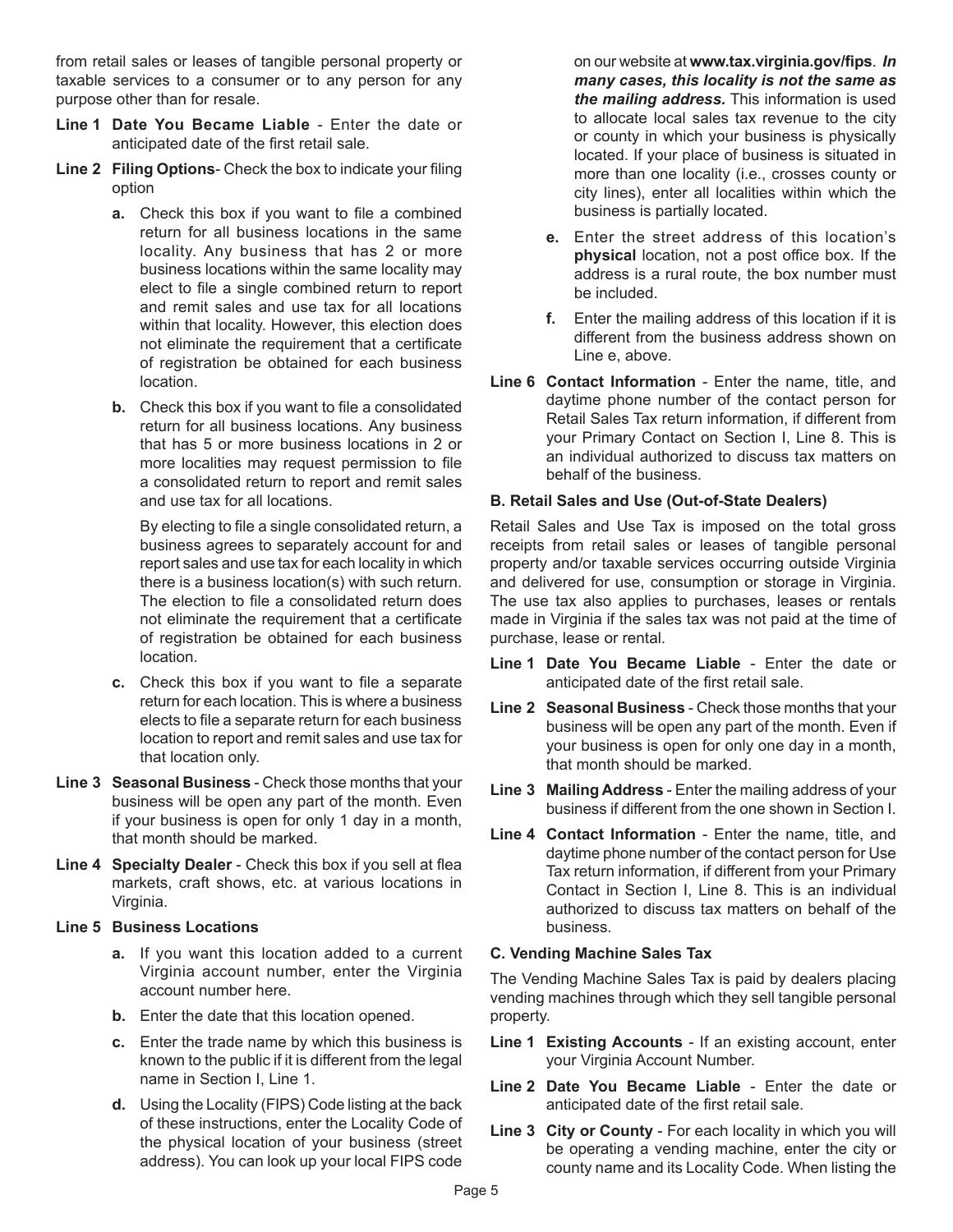from retail sales or leases of tangible personal property or taxable services to a consumer or to any person for any purpose other than for resale.

**Line 1 Date You Became Liable** - Enter the date or anticipated date of the first retail sale.

**Line 2 Filing Options**- Check the box to indicate your filing option

- **a.** Check this box if you want to file a combined return for all business locations in the same locality. Any business that has 2 or more business locations within the same locality may elect to file a single combined return to report and remit sales and use tax for all locations within that locality. However, this election does not eliminate the requirement that a certificate of registration be obtained for each business location.
- **b.** Check this box if you want to file a consolidated return for all business locations. Any business that has 5 or more business locations in 2 or more localities may request permission to file a consolidated return to report and remit sales and use tax for all locations.

  By electing to file a single consolidated return, a business agrees to separately account for and report sales and use tax for each locality in which there is a business location(s) with such return. The election to file a consolidated return does not eliminate the requirement that a certificate of registration be obtained for each business location.
- **c.** Check this box if you want to file a separate return for each location. This is where a business elects to file a separate return for each business location to report and remit sales and use tax for that location only.

**Line 3 Seasonal Business** - Check those months that your business will be open any part of the month. Even if your business is open for only 1 day in a month, that month should be marked.

**Line 4 Specialty Dealer** - Check this box if you sell at flea markets, craft shows, etc. at various locations in Virginia.

**Line 5 Business Locations**

- **a.** If you want this location added to a current Virginia account number, enter the Virginia account number here.
- **b.** Enter the date that this location opened.
- **c.** Enter the trade name by which this business is known to the public if it is different from the legal name in Section I, Line 1.
- **d.** Using the Locality (FIPS) Code listing at the back of these instructions, enter the Locality Code of the physical location of your business (street address). You can look up your local FIPS code on our website at **www.tax.virginia.gov/fips**. ***In many cases, this locality is not the same as the mailing address.*** This information is used to allocate local sales tax revenue to the city or county in which your business is physically located. If your place of business is situated in more than one locality (i.e., crosses county or city lines), enter all localities within which the business is partially located.
- **e.** Enter the street address of this location's **physical** location, not a post office box. If the address is a rural route, the box number must be included.
- **f.** Enter the mailing address of this location if it is different from the business address shown on Line e, above.

**Line 6 Contact Information** - Enter the name, title, and daytime phone number of the contact person for Retail Sales Tax return information, if different from your Primary Contact on Section I, Line 8. This is an individual authorized to discuss tax matters on behalf of the business.

### B. Retail Sales and Use (Out-of-State Dealers)

Retail Sales and Use Tax is imposed on the total gross receipts from retail sales or leases of tangible personal property and/or taxable services occurring outside Virginia and delivered for use, consumption or storage in Virginia. The use tax also applies to purchases, leases or rentals made in Virginia if the sales tax was not paid at the time of purchase, lease or rental.

**Line 1 Date You Became Liable** - Enter the date or anticipated date of the first retail sale.

**Line 2 Seasonal Business** - Check those months that your business will be open any part of the month. Even if your business is open for only one day in a month, that month should be marked.

**Line 3 Mailing Address** - Enter the mailing address of your business if different from the one shown in Section I.

**Line 4 Contact Information** - Enter the name, title, and daytime phone number of the contact person for Use Tax return information, if different from your Primary Contact in Section I, Line 8. This is an individual authorized to discuss tax matters on behalf of the business.

### C. Vending Machine Sales Tax

The Vending Machine Sales Tax is paid by dealers placing vending machines through which they sell tangible personal property.

**Line 1 Existing Accounts** - If an existing account, enter your Virginia Account Number.

**Line 2 Date You Became Liable** - Enter the date or anticipated date of the first retail sale.

**Line 3 City or County** - For each locality in which you will be operating a vending machine, enter the city or county name and its Locality Code. When listing the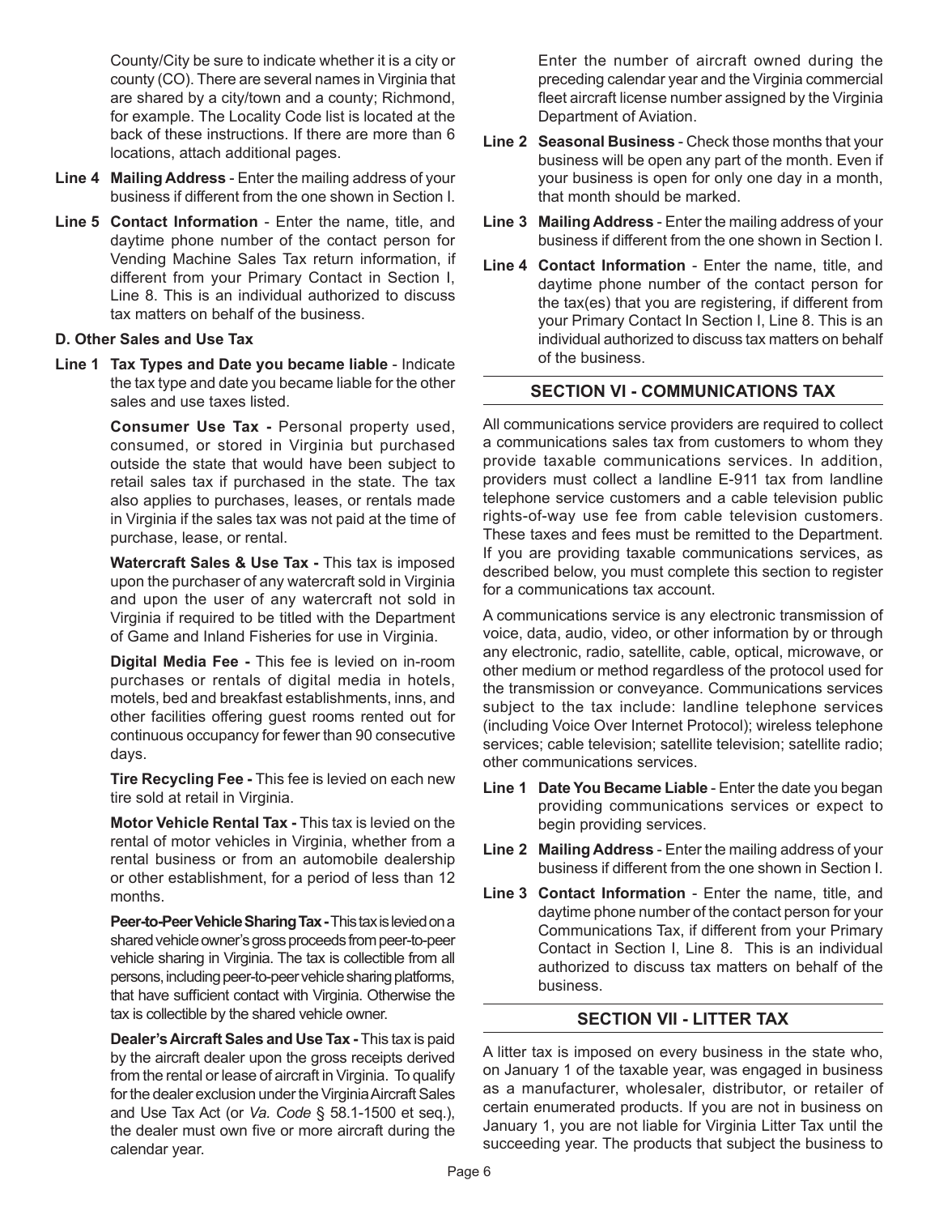County/City be sure to indicate whether it is a city or county (CO). There are several names in Virginia that are shared by a city/town and a county; Richmond, for example. The Locality Code list is located at the back of these instructions. If there are more than 6 locations, attach additional pages.

**Line 4 Mailing Address** - Enter the mailing address of your business if different from the one shown in Section I.

**Line 5 Contact Information** - Enter the name, title, and daytime phone number of the contact person for Vending Machine Sales Tax return information, if different from your Primary Contact in Section I, Line 8. This is an individual authorized to discuss tax matters on behalf of the business.

**D. Other Sales and Use Tax**

**Line 1 Tax Types and Date you became liable** - Indicate the tax type and date you became liable for the other sales and use taxes listed.

**Consumer Use Tax -** Personal property used, consumed, or stored in Virginia but purchased outside the state that would have been subject to retail sales tax if purchased in the state. The tax also applies to purchases, leases, or rentals made in Virginia if the sales tax was not paid at the time of purchase, lease, or rental.

**Watercraft Sales & Use Tax -** This tax is imposed upon the purchaser of any watercraft sold in Virginia and upon the user of any watercraft not sold in Virginia if required to be titled with the Department of Game and Inland Fisheries for use in Virginia.

**Digital Media Fee -** This fee is levied on in-room purchases or rentals of digital media in hotels, motels, bed and breakfast establishments, inns, and other facilities offering guest rooms rented out for continuous occupancy for fewer than 90 consecutive days.

**Tire Recycling Fee -** This fee is levied on each new tire sold at retail in Virginia.

**Motor Vehicle Rental Tax -** This tax is levied on the rental of motor vehicles in Virginia, whether from a rental business or from an automobile dealership or other establishment, for a period of less than 12 months.

**Peer-to-Peer Vehicle Sharing Tax -** This tax is levied on a shared vehicle owner's gross proceeds from peer-to-peer vehicle sharing in Virginia. The tax is collectible from all persons, including peer-to-peer vehicle sharing platforms, that have sufficient contact with Virginia. Otherwise the tax is collectible by the shared vehicle owner.

**Dealer's Aircraft Sales and Use Tax -** This tax is paid by the aircraft dealer upon the gross receipts derived from the rental or lease of aircraft in Virginia. To qualify for the dealer exclusion under the Virginia Aircraft Sales and Use Tax Act (or *Va. Code* § 58.1-1500 et seq.), the dealer must own five or more aircraft during the calendar year.

Enter the number of aircraft owned during the preceding calendar year and the Virginia commercial fleet aircraft license number assigned by the Virginia Department of Aviation.

**Line 2 Seasonal Business** - Check those months that your business will be open any part of the month. Even if your business is open for only one day in a month, that month should be marked.

**Line 3 Mailing Address** - Enter the mailing address of your business if different from the one shown in Section I.

**Line 4 Contact Information** - Enter the name, title, and daytime phone number of the contact person for the tax(es) that you are registering, if different from your Primary Contact In Section I, Line 8. This is an individual authorized to discuss tax matters on behalf of the business.

## SECTION VI - COMMUNICATIONS TAX

All communications service providers are required to collect a communications sales tax from customers to whom they provide taxable communications services. In addition, providers must collect a landline E-911 tax from landline telephone service customers and a cable television public rights-of-way use fee from cable television customers. These taxes and fees must be remitted to the Department. If you are providing taxable communications services, as described below, you must complete this section to register for a communications tax account.

A communications service is any electronic transmission of voice, data, audio, video, or other information by or through any electronic, radio, satellite, cable, optical, microwave, or other medium or method regardless of the protocol used for the transmission or conveyance. Communications services subject to the tax include: landline telephone services (including Voice Over Internet Protocol); wireless telephone services; cable television; satellite television; satellite radio; other communications services.

**Line 1 Date You Became Liable** - Enter the date you began providing communications services or expect to begin providing services.

**Line 2 Mailing Address** - Enter the mailing address of your business if different from the one shown in Section I.

**Line 3 Contact Information** - Enter the name, title, and daytime phone number of the contact person for your Communications Tax, if different from your Primary Contact in Section I, Line 8. This is an individual authorized to discuss tax matters on behalf of the business.

## SECTION VII - LITTER TAX

A litter tax is imposed on every business in the state who, on January 1 of the taxable year, was engaged in business as a manufacturer, wholesaler, distributor, or retailer of certain enumerated products. If you are not in business on January 1, you are not liable for Virginia Litter Tax until the succeeding year. The products that subject the business to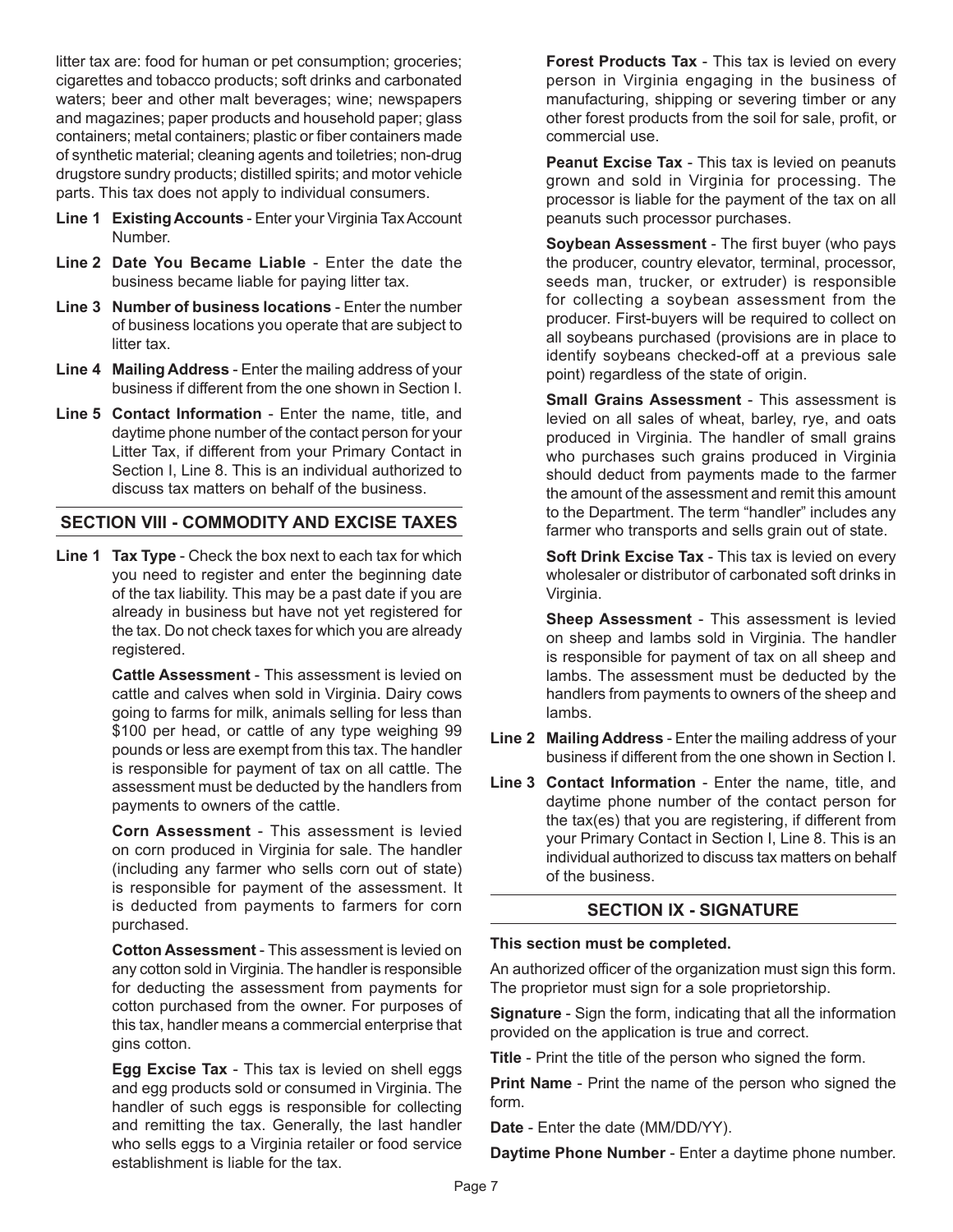litter tax are: food for human or pet consumption; groceries; cigarettes and tobacco products; soft drinks and carbonated waters; beer and other malt beverages; wine; newspapers and magazines; paper products and household paper; glass containers; metal containers; plastic or fiber containers made of synthetic material; cleaning agents and toiletries; non-drug drugstore sundry products; distilled spirits; and motor vehicle parts. This tax does not apply to individual consumers.

**Line 1 Existing Accounts** - Enter your Virginia Tax Account Number.

**Line 2 Date You Became Liable** - Enter the date the business became liable for paying litter tax.

**Line 3 Number of business locations** - Enter the number of business locations you operate that are subject to litter tax.

**Line 4 Mailing Address** - Enter the mailing address of your business if different from the one shown in Section I.

**Line 5 Contact Information** - Enter the name, title, and daytime phone number of the contact person for your Litter Tax, if different from your Primary Contact in Section I, Line 8. This is an individual authorized to discuss tax matters on behalf of the business.

## SECTION VIII - COMMODITY AND EXCISE TAXES

**Line 1 Tax Type** - Check the box next to each tax for which you need to register and enter the beginning date of the tax liability. This may be a past date if you are already in business but have not yet registered for the tax. Do not check taxes for which you are already registered.

**Cattle Assessment** - This assessment is levied on cattle and calves when sold in Virginia. Dairy cows going to farms for milk, animals selling for less than $100 per head, or cattle of any type weighing 99 pounds or less are exempt from this tax. The handler is responsible for payment of tax on all cattle. The assessment must be deducted by the handlers from payments to owners of the cattle.

**Corn Assessment** - This assessment is levied on corn produced in Virginia for sale. The handler (including any farmer who sells corn out of state) is responsible for payment of the assessment. It is deducted from payments to farmers for corn purchased.

**Cotton Assessment** - This assessment is levied on any cotton sold in Virginia. The handler is responsible for deducting the assessment from payments for cotton purchased from the owner. For purposes of this tax, handler means a commercial enterprise that gins cotton.

**Egg Excise Tax** - This tax is levied on shell eggs and egg products sold or consumed in Virginia. The handler of such eggs is responsible for collecting and remitting the tax. Generally, the last handler who sells eggs to a Virginia retailer or food service establishment is liable for the tax.

**Forest Products Tax** - This tax is levied on every person in Virginia engaging in the business of manufacturing, shipping or severing timber or any other forest products from the soil for sale, profit, or commercial use.

**Peanut Excise Tax** - This tax is levied on peanuts grown and sold in Virginia for processing. The processor is liable for the payment of the tax on all peanuts such processor purchases.

**Soybean Assessment** - The first buyer (who pays the producer, country elevator, terminal, processor, seeds man, trucker, or extruder) is responsible for collecting a soybean assessment from the producer. First-buyers will be required to collect on all soybeans purchased (provisions are in place to identify soybeans checked-off at a previous sale point) regardless of the state of origin.

**Small Grains Assessment** - This assessment is levied on all sales of wheat, barley, rye, and oats produced in Virginia. The handler of small grains who purchases such grains produced in Virginia should deduct from payments made to the farmer the amount of the assessment and remit this amount to the Department. The term "handler" includes any farmer who transports and sells grain out of state.

**Soft Drink Excise Tax** - This tax is levied on every wholesaler or distributor of carbonated soft drinks in Virginia.

**Sheep Assessment** - This assessment is levied on sheep and lambs sold in Virginia. The handler is responsible for payment of tax on all sheep and lambs. The assessment must be deducted by the handlers from payments to owners of the sheep and lambs.

**Line 2 Mailing Address** - Enter the mailing address of your business if different from the one shown in Section I.

**Line 3 Contact Information** - Enter the name, title, and daytime phone number of the contact person for the tax(es) that you are registering, if different from your Primary Contact in Section I, Line 8. This is an individual authorized to discuss tax matters on behalf of the business.

## SECTION IX - SIGNATURE

**This section must be completed.**

An authorized officer of the organization must sign this form. The proprietor must sign for a sole proprietorship.

**Signature** - Sign the form, indicating that all the information provided on the application is true and correct.

**Title** - Print the title of the person who signed the form.

**Print Name** - Print the name of the person who signed the form.

**Date** - Enter the date (MM/DD/YY).

**Daytime Phone Number** - Enter a daytime phone number.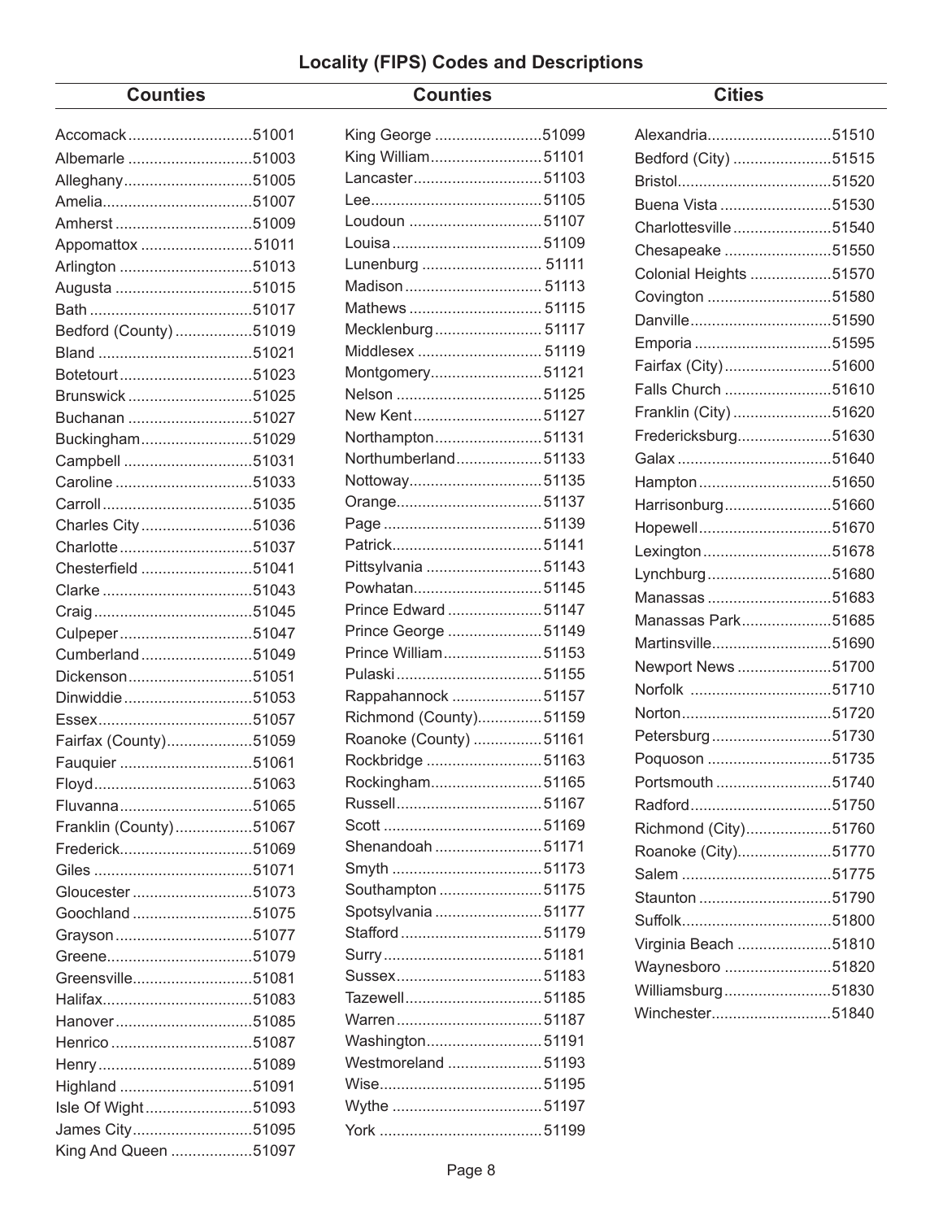## Locality (FIPS) Codes and Descriptions

### Counties

| Locality | Code |
|---|---|
| Accomack | 51001 |
| Albemarle | 51003 |
| Alleghany | 51005 |
| Amelia | 51007 |
| Amherst | 51009 |
| Appomattox | 51011 |
| Arlington | 51013 |
| Augusta | 51015 |
| Bath | 51017 |
| Bedford (County) | 51019 |
| Bland | 51021 |
| Botetourt | 51023 |
| Brunswick | 51025 |
| Buchanan | 51027 |
| Buckingham | 51029 |
| Campbell | 51031 |
| Caroline | 51033 |
| Carroll | 51035 |
| Charles City | 51036 |
| Charlotte | 51037 |
| Chesterfield | 51041 |
| Clarke | 51043 |
| Craig | 51045 |
| Culpeper | 51047 |
| Cumberland | 51049 |
| Dickenson | 51051 |
| Dinwiddie | 51053 |
| Essex | 51057 |
| Fairfax (County) | 51059 |
| Fauquier | 51061 |
| Floyd | 51063 |
| Fluvanna | 51065 |
| Franklin (County) | 51067 |
| Frederick | 51069 |
| Giles | 51071 |
| Gloucester | 51073 |
| Goochland | 51075 |
| Grayson | 51077 |
| Greene | 51079 |
| Greensville | 51081 |
| Halifax | 51083 |
| Hanover | 51085 |
| Henrico | 51087 |
| Henry | 51089 |
| Highland | 51091 |
| Isle Of Wight | 51093 |
| James City | 51095 |
| King And Queen | 51097 |

### Counties

| Locality | Code |
|---|---|
| King George | 51099 |
| King William | 51101 |
| Lancaster | 51103 |
| Lee | 51105 |
| Loudoun | 51107 |
| Louisa | 51109 |
| Lunenburg | 51111 |
| Madison | 51113 |
| Mathews | 51115 |
| Mecklenburg | 51117 |
| Middlesex | 51119 |
| Montgomery | 51121 |
| Nelson | 51125 |
| New Kent | 51127 |
| Northampton | 51131 |
| Northumberland | 51133 |
| Nottoway | 51135 |
| Orange | 51137 |
| Page | 51139 |
| Patrick | 51141 |
| Pittsylvania | 51143 |
| Powhatan | 51145 |
| Prince Edward | 51147 |
| Prince George | 51149 |
| Prince William | 51153 |
| Pulaski | 51155 |
| Rappahannock | 51157 |
| Richmond (County) | 51159 |
| Roanoke (County) | 51161 |
| Rockbridge | 51163 |
| Rockingham | 51165 |
| Russell | 51167 |
| Scott | 51169 |
| Shenandoah | 51171 |
| Smyth | 51173 |
| Southampton | 51175 |
| Spotsylvania | 51177 |
| Stafford | 51179 |
| Surry | 51181 |
| Sussex | 51183 |
| Tazewell | 51185 |
| Warren | 51187 |
| Washington | 51191 |
| Westmoreland | 51193 |
| Wise | 51195 |
| Wythe | 51197 |
| York | 51199 |

### Cities

| Locality | Code |
|---|---|
| Alexandria | 51510 |
| Bedford (City) | 51515 |
| Bristol | 51520 |
| Buena Vista | 51530 |
| Charlottesville | 51540 |
| Chesapeake | 51550 |
| Colonial Heights | 51570 |
| Covington | 51580 |
| Danville | 51590 |
| Emporia | 51595 |
| Fairfax (City) | 51600 |
| Falls Church | 51610 |
| Franklin (City) | 51620 |
| Fredericksburg | 51630 |
| Galax | 51640 |
| Hampton | 51650 |
| Harrisonburg | 51660 |
| Hopewell | 51670 |
| Lexington | 51678 |
| Lynchburg | 51680 |
| Manassas | 51683 |
| Manassas Park | 51685 |
| Martinsville | 51690 |
| Newport News | 51700 |
| Norfolk | 51710 |
| Norton | 51720 |
| Petersburg | 51730 |
| Poquoson | 51735 |
| Portsmouth | 51740 |
| Radford | 51750 |
| Richmond (City) | 51760 |
| Roanoke (City) | 51770 |
| Salem | 51775 |
| Staunton | 51790 |
| Suffolk | 51800 |
| Virginia Beach | 51810 |
| Waynesboro | 51820 |
| Williamsburg | 51830 |
| Winchester | 51840 |